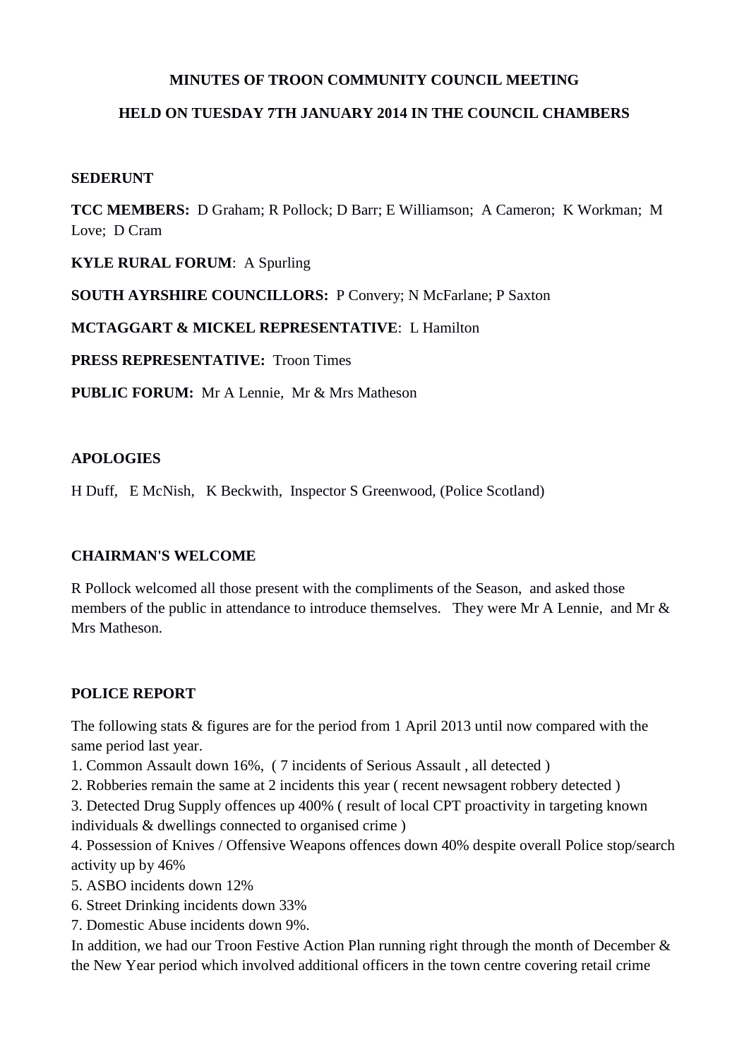**MINUTES OF TROON COMMUNITY COUNCIL MEETING**

**HELD ON TUESDAY 7TH JANUARY 2014 IN THE COUNCIL CHAMBERS**

**SEDERUNT**

**TCC MEMBERS:** D Graham; R Pollock; D Barr; E Williamson; A Cameron; K Workman; M Love; D Cram

**KYLE RURAL FORUM**: A Spurling

**SOUTH AYRSHIRE COUNCILLORS:** P Convery; N McFarlane; P Saxton

**MCTAGGART & MICKEL REPRESENTATIVE**: L Hamilton

**PRESS REPRESENTATIVE:** Troon Times

**PUBLIC FORUM:** Mr A Lennie, Mr & Mrs Matheson

**APOLOGIES**

H Duff, E McNish, K Beckwith, Inspector S Greenwood, (Police Scotland)

**CHAIRMAN'S WELCOME**

R Pollock welcomed all those present with the compliments of the Season, and asked those members of the public in attendance to introduce themselves. They were Mr A Lennie, and Mr & Mrs Matheson.

**POLICE REPORT**

The following stats & figures are for the period from 1 April 2013 until now compared with the same period last year.

1. Common Assault down 16%, ( 7 incidents of Serious Assault , all detected )
2. Robberies remain the same at 2 incidents this year ( recent newsagent robbery detected )
3. Detected Drug Supply offences up 400% ( result of local CPT proactivity in targeting known individuals & dwellings connected to organised crime )
4. Possession of Knives / Offensive Weapons offences down 40% despite overall Police stop/search activity up by 46%
5. ASBO incidents down 12%
6. Street Drinking incidents down 33%
7. Domestic Abuse incidents down 9%.

In addition, we had our Troon Festive Action Plan running right through the month of December & the New Year period which involved additional officers in the town centre covering retail crime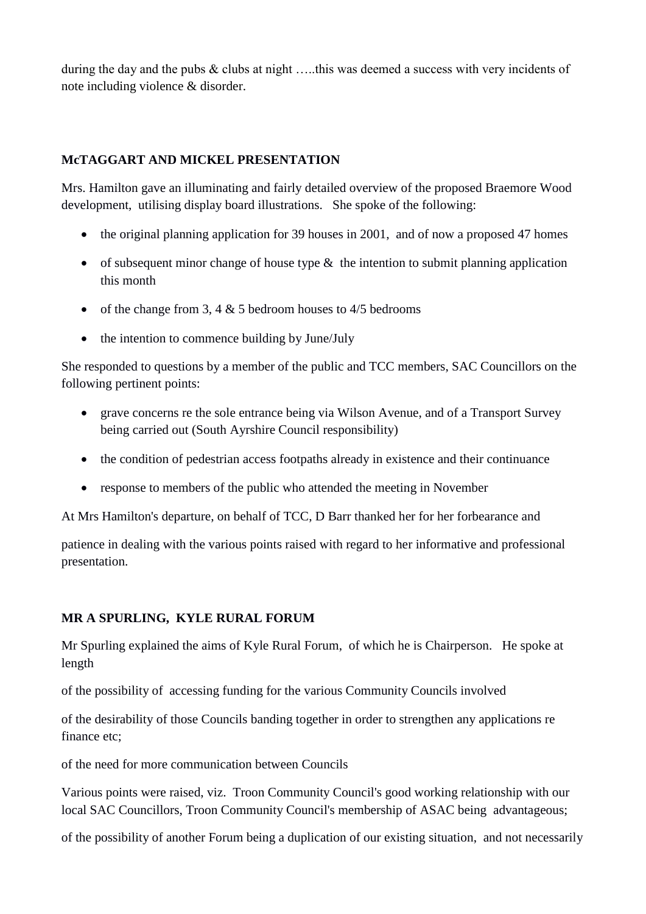during the day and the pubs & clubs at night …..this was deemed a success with very incidents of note including violence & disorder.

**McTAGGART AND MICKEL PRESENTATION**

Mrs. Hamilton gave an illuminating and fairly detailed overview of the proposed Braemore Wood development, utilising display board illustrations. She spoke of the following:

- the original planning application for 39 houses in 2001, and of now a proposed 47 homes
- of subsequent minor change of house type & the intention to submit planning application this month
- of the change from 3, 4 & 5 bedroom houses to 4/5 bedrooms
- the intention to commence building by June/July

She responded to questions by a member of the public and TCC members, SAC Councillors on the following pertinent points:

- grave concerns re the sole entrance being via Wilson Avenue, and of a Transport Survey being carried out (South Ayrshire Council responsibility)
- the condition of pedestrian access footpaths already in existence and their continuance
- response to members of the public who attended the meeting in November

At Mrs Hamilton's departure, on behalf of TCC, D Barr thanked her for her forbearance and

patience in dealing with the various points raised with regard to her informative and professional presentation.

**MR A SPURLING, KYLE RURAL FORUM**

Mr Spurling explained the aims of Kyle Rural Forum, of which he is Chairperson. He spoke at length

of the possibility of accessing funding for the various Community Councils involved

of the desirability of those Councils banding together in order to strengthen any applications re finance etc;

of the need for more communication between Councils

Various points were raised, viz. Troon Community Council's good working relationship with our local SAC Councillors, Troon Community Council's membership of ASAC being advantageous;

of the possibility of another Forum being a duplication of our existing situation, and not necessarily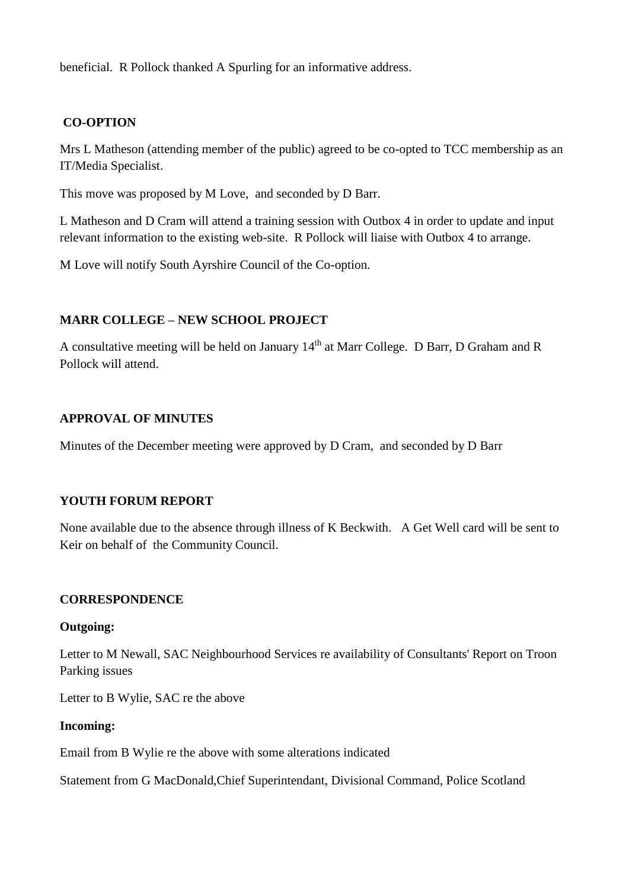beneficial. R Pollock thanked A Spurling for an informative address.

## CO-OPTION

Mrs L Matheson (attending member of the public) agreed to be co-opted to TCC membership as an IT/Media Specialist.

This move was proposed by M Love, and seconded by D Barr.

L Matheson and D Cram will attend a training session with Outbox 4 in order to update and input relevant information to the existing web-site. R Pollock will liaise with Outbox 4 to arrange.

M Love will notify South Ayrshire Council of the Co-option.

## MARR COLLEGE – NEW SCHOOL PROJECT

A consultative meeting will be held on January 14th at Marr College. D Barr, D Graham and R Pollock will attend.

## APPROVAL OF MINUTES

Minutes of the December meeting were approved by D Cram, and seconded by D Barr

## YOUTH FORUM REPORT

None available due to the absence through illness of K Beckwith. A Get Well card will be sent to Keir on behalf of the Community Council.

## CORRESPONDENCE

**Outgoing:**

Letter to M Newall, SAC Neighbourhood Services re availability of Consultants' Report on Troon Parking issues

Letter to B Wylie, SAC re the above

**Incoming:**

Email from B Wylie re the above with some alterations indicated

Statement from G MacDonald,Chief Superintendant, Divisional Command, Police Scotland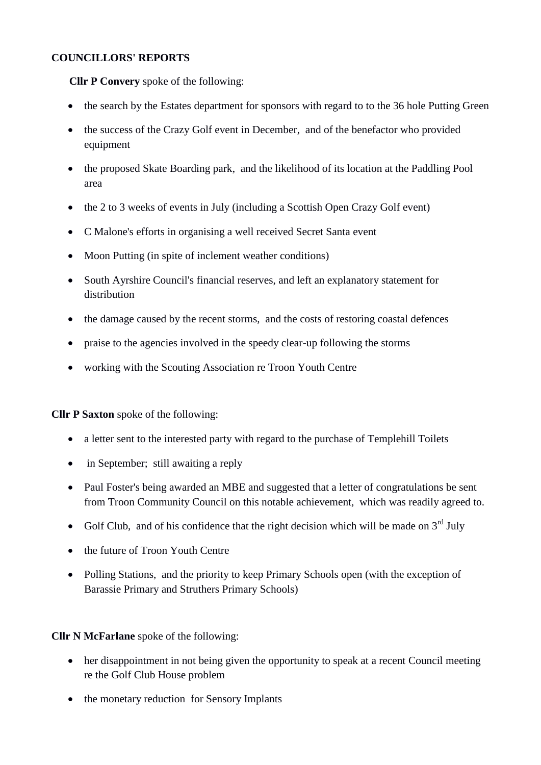**COUNCILLORS' REPORTS**

**Cllr P Convery** spoke of the following:

- the search by the Estates department for sponsors with regard to to the 36 hole Putting Green
- the success of the Crazy Golf event in December, and of the benefactor who provided equipment
- the proposed Skate Boarding park, and the likelihood of its location at the Paddling Pool area
- the 2 to 3 weeks of events in July (including a Scottish Open Crazy Golf event)
- C Malone's efforts in organising a well received Secret Santa event
- Moon Putting (in spite of inclement weather conditions)
- South Ayrshire Council's financial reserves, and left an explanatory statement for distribution
- the damage caused by the recent storms, and the costs of restoring coastal defences
- praise to the agencies involved in the speedy clear-up following the storms
- working with the Scouting Association re Troon Youth Centre

**Cllr P Saxton** spoke of the following:

- a letter sent to the interested party with regard to the purchase of Templehill Toilets
- in September; still awaiting a reply
- Paul Foster's being awarded an MBE and suggested that a letter of congratulations be sent from Troon Community Council on this notable achievement, which was readily agreed to.
- Golf Club, and of his confidence that the right decision which will be made on 3rd July
- the future of Troon Youth Centre
- Polling Stations, and the priority to keep Primary Schools open (with the exception of Barassie Primary and Struthers Primary Schools)

**Cllr N McFarlane** spoke of the following:

- her disappointment in not being given the opportunity to speak at a recent Council meeting re the Golf Club House problem
- the monetary reduction for Sensory Implants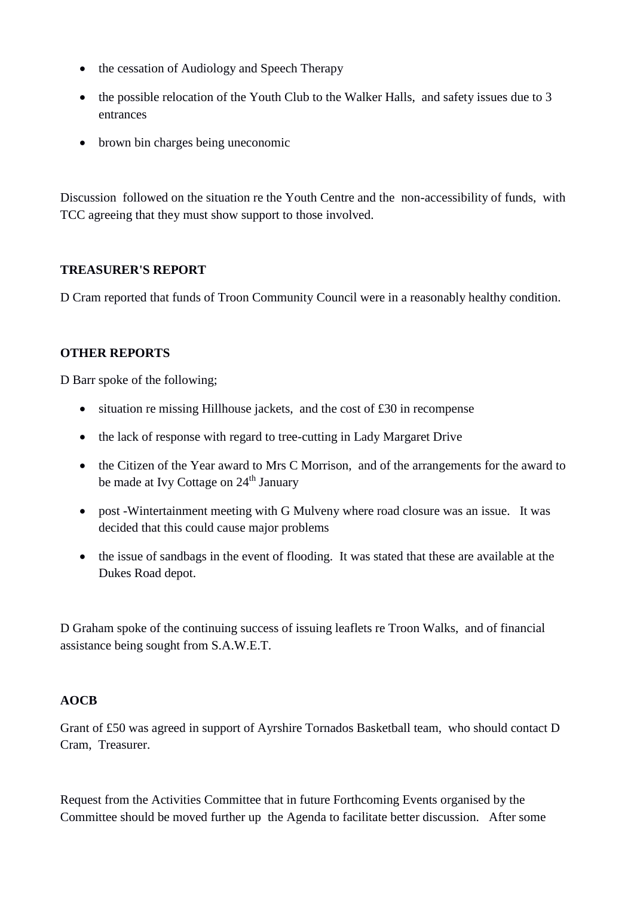- the cessation of Audiology and Speech Therapy
- the possible relocation of the Youth Club to the Walker Halls, and safety issues due to 3 entrances
- brown bin charges being uneconomic

Discussion followed on the situation re the Youth Centre and the non-accessibility of funds, with TCC agreeing that they must show support to those involved.

**TREASURER'S REPORT**

D Cram reported that funds of Troon Community Council were in a reasonably healthy condition.

**OTHER REPORTS**

D Barr spoke of the following;

- situation re missing Hillhouse jackets, and the cost of £30 in recompense
- the lack of response with regard to tree-cutting in Lady Margaret Drive
- the Citizen of the Year award to Mrs C Morrison, and of the arrangements for the award to be made at Ivy Cottage on 24th January
- post -Wintertainment meeting with G Mulveny where road closure was an issue. It was decided that this could cause major problems
- the issue of sandbags in the event of flooding. It was stated that these are available at the Dukes Road depot.

D Graham spoke of the continuing success of issuing leaflets re Troon Walks, and of financial assistance being sought from S.A.W.E.T.

**AOCB**

Grant of £50 was agreed in support of Ayrshire Tornados Basketball team, who should contact D Cram, Treasurer.

Request from the Activities Committee that in future Forthcoming Events organised by the Committee should be moved further up the Agenda to facilitate better discussion. After some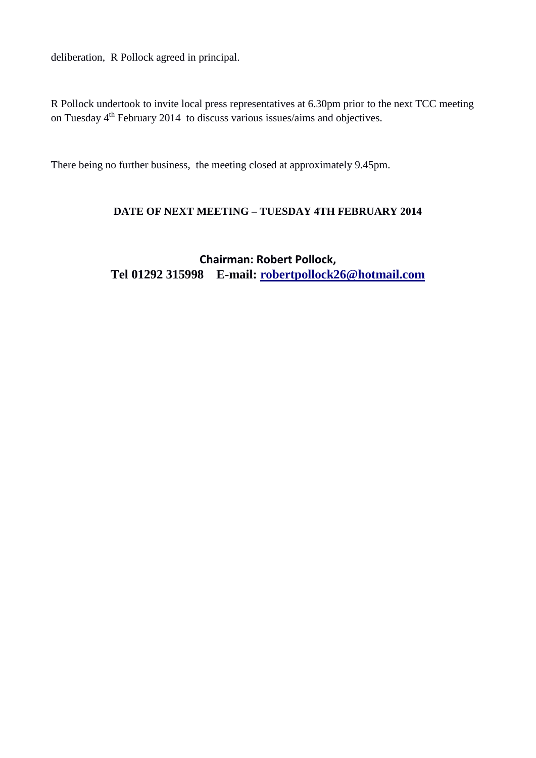deliberation, R Pollock agreed in principal.

R Pollock undertook to invite local press representatives at 6.30pm prior to the next TCC meeting on Tuesday 4th February 2014 to discuss various issues/aims and objectives.

There being no further business, the meeting closed at approximately 9.45pm.

**DATE OF NEXT MEETING – TUESDAY 4TH FEBRUARY 2014**

**Chairman: Robert Pollock,**
**Tel 01292 315998 E-mail: robertpollock26@hotmail.com**